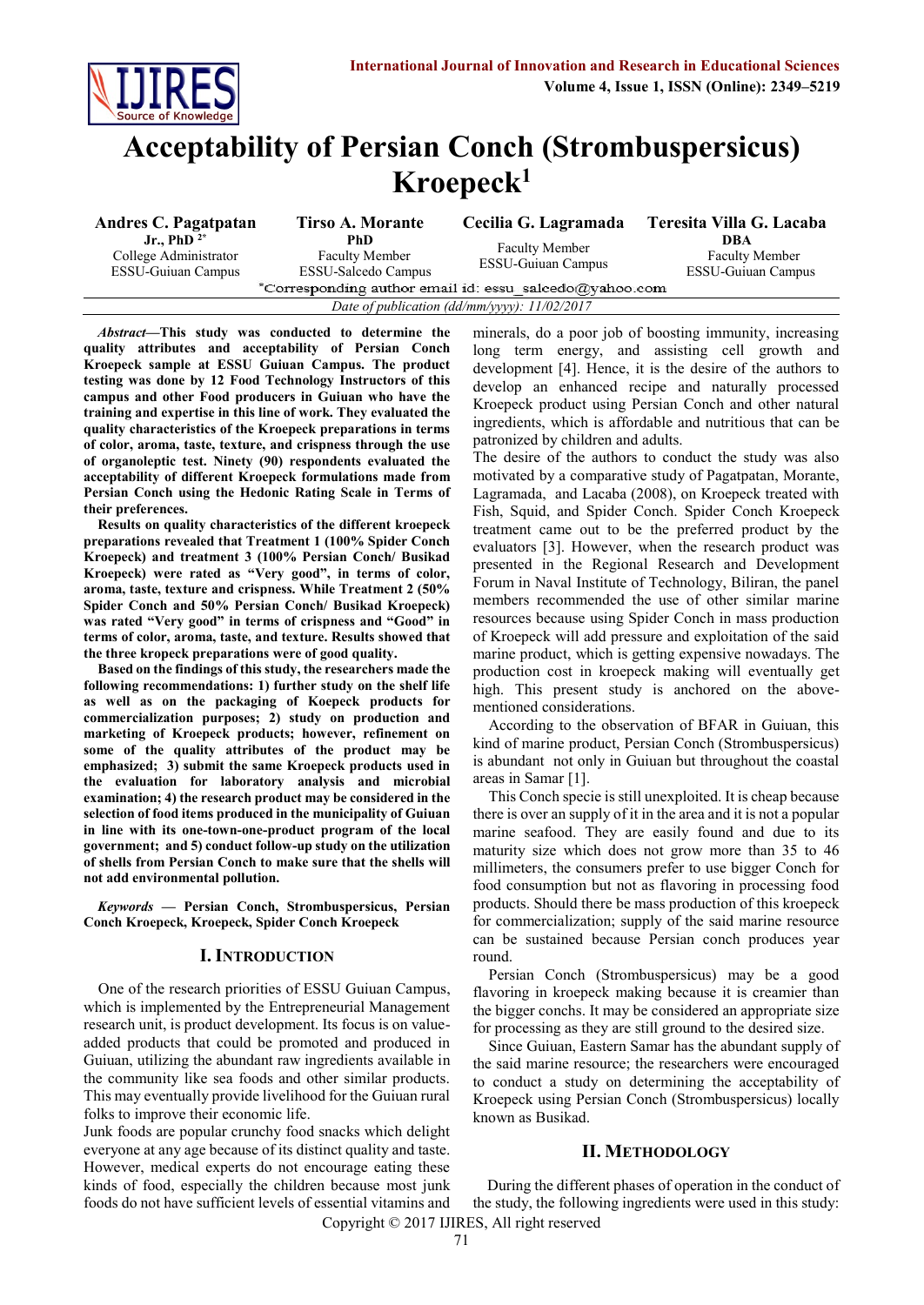# Acceptability of Persian Conch (Strombuspersicus) Kroepeck[1]

**Andres C. Pagatpatan Jr., PhD** [2*]
College Administrator
ESSU-Guiuan Campus

**Tirso A. Morante PhD**
Faculty Member
ESSU-Salcedo Campus

**Cecilia G. Lagramada**
Faculty Member
ESSU-Guiuan Campus

**Teresita Villa G. Lacaba DBA**
Faculty Member
ESSU-Guiuan Campus

*Corresponding author email id: essu_salcedo@yahoo.com

*Date of publication (dd/mm/yyyy): 11/02/2017*

***Abstract*—This study was conducted to determine the quality attributes and acceptability of Persian Conch Kroepeck sample at ESSU Guiuan Campus. The product testing was done by 12 Food Technology Instructors of this campus and other Food producers in Guiuan who have the training and expertise in this line of work. They evaluated the quality characteristics of the Kroepeck preparations in terms of color, aroma, taste, texture, and crispness through the use of organoleptic test. Ninety (90) respondents evaluated the acceptability of different Kroepeck formulations made from Persian Conch using the Hedonic Rating Scale in Terms of their preferences.**

**Results on quality characteristics of the different kroepeck preparations revealed that Treatment 1 (100% Spider Conch Kroepeck) and treatment 3 (100% Persian Conch/ Busikad Kroepeck) were rated as "Very good", in terms of color, aroma, taste, texture and crispness. While Treatment 2 (50% Spider Conch and 50% Persian Conch/ Busikad Kroepeck) was rated "Very good" in terms of crispness and "Good" in terms of color, aroma, taste, and texture. Results showed that the three kropeck preparations were of good quality.**

**Based on the findings of this study, the researchers made the following recommendations: 1) further study on the shelf life as well as on the packaging of Koepeck products for commercialization purposes; 2) study on production and marketing of Kroepeck products; however, refinement on some of the quality attributes of the product may be emphasized; 3) submit the same Kroepeck products used in the evaluation for laboratory analysis and microbial examination; 4) the research product may be considered in the selection of food items produced in the municipality of Guiuan in line with its one-town-one-product program of the local government; and 5) conduct follow-up study on the utilization of shells from Persian Conch to make sure that the shells will not add environmental pollution.**

***Keywords* — Persian Conch, Strombuspersicus, Persian Conch Kroepeck, Kroepeck, Spider Conch Kroepeck**

## I. Introduction

One of the research priorities of ESSU Guiuan Campus, which is implemented by the Entrepreneurial Management research unit, is product development. Its focus is on value-added products that could be promoted and produced in Guiuan, utilizing the abundant raw ingredients available in the community like sea foods and other similar products. This may eventually provide livelihood for the Guiuan rural folks to improve their economic life.

Junk foods are popular crunchy food snacks which delight everyone at any age because of its distinct quality and taste. However, medical experts do not encourage eating these kinds of food, especially the children because most junk foods do not have sufficient levels of essential vitamins and minerals, do a poor job of boosting immunity, increasing long term energy, and assisting cell growth and development [4]. Hence, it is the desire of the authors to develop an enhanced recipe and naturally processed Kroepeck product using Persian Conch and other natural ingredients, which is affordable and nutritious that can be patronized by children and adults.

The desire of the authors to conduct the study was also motivated by a comparative study of Pagatpatan, Morante, Lagramada, and Lacaba (2008), on Kroepeck treated with Fish, Squid, and Spider Conch. Spider Conch Kroepeck treatment came out to be the preferred product by the evaluators [3]. However, when the research product was presented in the Regional Research and Development Forum in Naval Institute of Technology, Biliran, the panel members recommended the use of other similar marine resources because using Spider Conch in mass production of Kroepeck will add pressure and exploitation of the said marine product, which is getting expensive nowadays. The production cost in kroepeck making will eventually get high. This present study is anchored on the above-mentioned considerations.

According to the observation of BFAR in Guiuan, this kind of marine product, Persian Conch (Strombuspersicus) is abundant not only in Guiuan but throughout the coastal areas in Samar [1].

This Conch specie is still unexploited. It is cheap because there is over an supply of it in the area and it is not a popular marine seafood. They are easily found and due to its maturity size which does not grow more than 35 to 46 millimeters, the consumers prefer to use bigger Conch for food consumption but not as flavoring in processing food products. Should there be mass production of this kroepeck for commercialization; supply of the said marine resource can be sustained because Persian conch produces year round.

Persian Conch (Strombuspersicus) may be a good flavoring in kroepeck making because it is creamier than the bigger conchs. It may be considered an appropriate size for processing as they are still ground to the desired size.

Since Guiuan, Eastern Samar has the abundant supply of the said marine resource; the researchers were encouraged to conduct a study on determining the acceptability of Kroepeck using Persian Conch (Strombuspersicus) locally known as Busikad.

## II. Methodology

During the different phases of operation in the conduct of the study, the following ingredients were used in this study: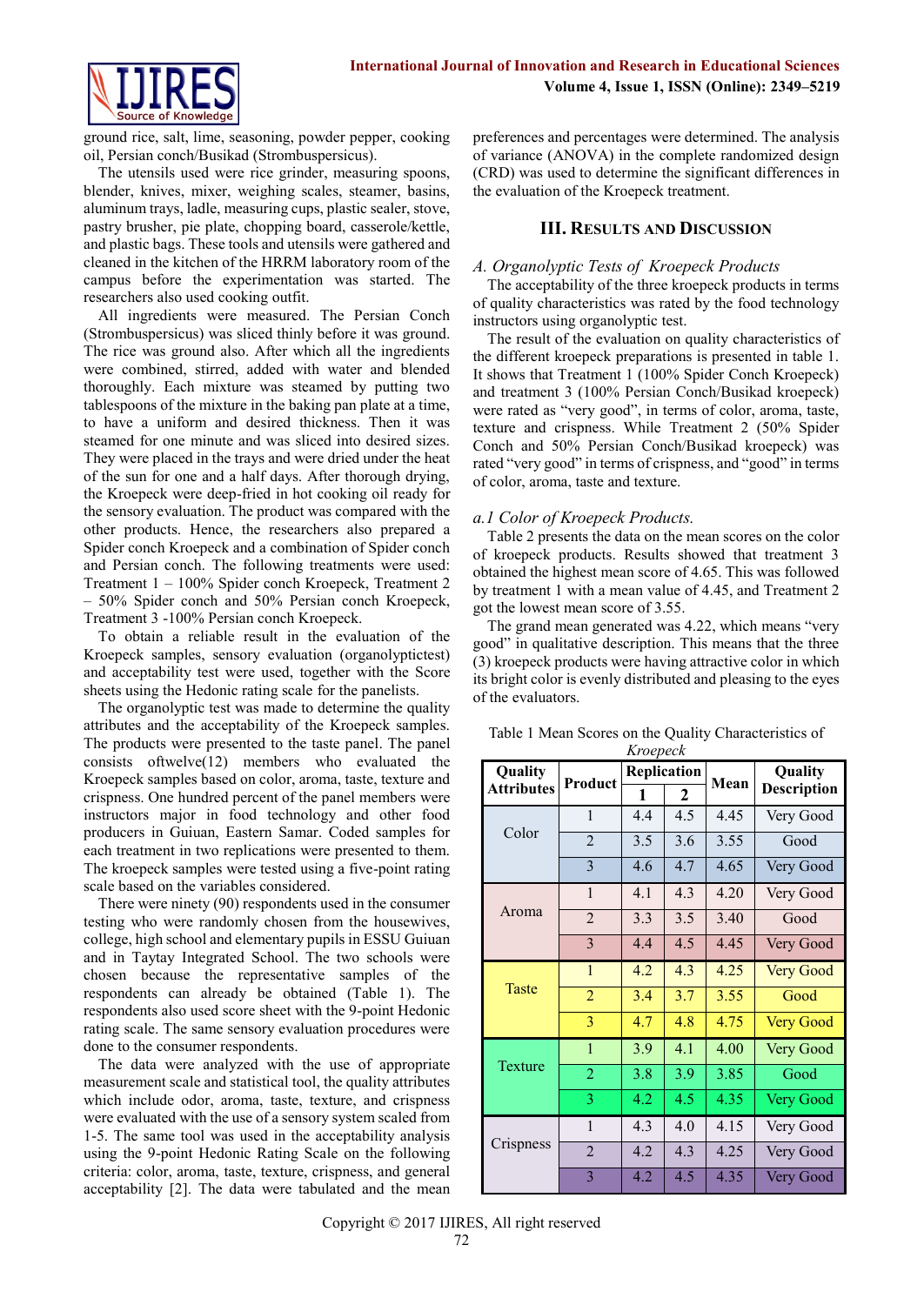ground rice, salt, lime, seasoning, powder pepper, cooking oil, Persian conch/Busikad (Strombuspersicus).

The utensils used were rice grinder, measuring spoons, blender, knives, mixer, weighing scales, steamer, basins, aluminum trays, ladle, measuring cups, plastic sealer, stove, pastry brusher, pie plate, chopping board, casserole/kettle, and plastic bags. These tools and utensils were gathered and cleaned in the kitchen of the HRRM laboratory room of the campus before the experimentation was started. The researchers also used cooking outfit.

All ingredients were measured. The Persian Conch (Strombuspersicus) was sliced thinly before it was ground. The rice was ground also. After which all the ingredients were combined, stirred, added with water and blended thoroughly. Each mixture was steamed by putting two tablespoons of the mixture in the baking pan plate at a time, to have a uniform and desired thickness. Then it was steamed for one minute and was sliced into desired sizes. They were placed in the trays and were dried under the heat of the sun for one and a half days. After thorough drying, the Kroepeck were deep-fried in hot cooking oil ready for the sensory evaluation. The product was compared with the other products. Hence, the researchers also prepared a Spider conch Kroepeck and a combination of Spider conch and Persian conch. The following treatments were used: Treatment 1 – 100% Spider conch Kroepeck, Treatment 2 – 50% Spider conch and 50% Persian conch Kroepeck, Treatment 3 -100% Persian conch Kroepeck.

To obtain a reliable result in the evaluation of the Kroepeck samples, sensory evaluation (organolyptictest) and acceptability test were used, together with the Score sheets using the Hedonic rating scale for the panelists.

The organolyptic test was made to determine the quality attributes and the acceptability of the Kroepeck samples. The products were presented to the taste panel. The panel consists oftwelve(12) members who evaluated the Kroepeck samples based on color, aroma, taste, texture and crispness. One hundred percent of the panel members were instructors major in food technology and other food producers in Guiuan, Eastern Samar. Coded samples for each treatment in two replications were presented to them. The kroepeck samples were tested using a five-point rating scale based on the variables considered.

There were ninety (90) respondents used in the consumer testing who were randomly chosen from the housewives, college, high school and elementary pupils in ESSU Guiuan and in Taytay Integrated School. The two schools were chosen because the representative samples of the respondents can already be obtained (Table 1). The respondents also used score sheet with the 9-point Hedonic rating scale. The same sensory evaluation procedures were done to the consumer respondents.

The data were analyzed with the use of appropriate measurement scale and statistical tool, the quality attributes which include odor, aroma, taste, texture, and crispness were evaluated with the use of a sensory system scaled from 1-5. The same tool was used in the acceptability analysis using the 9-point Hedonic Rating Scale on the following criteria: color, aroma, taste, texture, crispness, and general acceptability [2]. The data were tabulated and the mean preferences and percentages were determined. The analysis of variance (ANOVA) in the complete randomized design (CRD) was used to determine the significant differences in the evaluation of the Kroepeck treatment.

## III. Results and Discussion

### *A. Organolyptic Tests of Kroepeck Products*

The acceptability of the three kroepeck products in terms of quality characteristics was rated by the food technology instructors using organolyptic test.

The result of the evaluation on quality characteristics of the different kroepeck preparations is presented in table 1. It shows that Treatment 1 (100% Spider Conch Kroepeck) and treatment 3 (100% Persian Conch/Busikad kroepeck) were rated as "very good", in terms of color, aroma, taste, texture and crispness. While Treatment 2 (50% Spider Conch and 50% Persian Conch/Busikad kroepeck) was rated "very good" in terms of crispness, and "good" in terms of color, aroma, taste and texture.

#### *a.1 Color of Kroepeck Products.*

Table 2 presents the data on the mean scores on the color of kroepeck products. Results showed that treatment 3 obtained the highest mean score of 4.65. This was followed by treatment 1 with a mean value of 4.45, and Treatment 2 got the lowest mean score of 3.55.

The grand mean generated was 4.22, which means "very good" in qualitative description. This means that the three (3) kroepeck products were having attractive color in which its bright color is evenly distributed and pleasing to the eyes of the evaluators.

Table 1 Mean Scores on the Quality Characteristics of *Kroepeck*

| Quality Attributes | Product | Replication | | Mean | Quality Description |
|---|---|---|---|---|---|
| | | 1 | 2 | | |
| Color | 1 | 4.4 | 4.5 | 4.45 | Very Good |
| | 2 | 3.5 | 3.6 | 3.55 | Good |
| | 3 | 4.6 | 4.7 | 4.65 | Very Good |
| Aroma | 1 | 4.1 | 4.3 | 4.20 | Very Good |
| | 2 | 3.3 | 3.5 | 3.40 | Good |
| | 3 | 4.4 | 4.5 | 4.45 | Very Good |
| Taste | 1 | 4.2 | 4.3 | 4.25 | Very Good |
| | 2 | 3.4 | 3.7 | 3.55 | Good |
| | 3 | 4.7 | 4.8 | 4.75 | Very Good |
| Texture | 1 | 3.9 | 4.1 | 4.00 | Very Good |
| | 2 | 3.8 | 3.9 | 3.85 | Good |
| | 3 | 4.2 | 4.5 | 4.35 | Very Good |
| Crispness | 1 | 4.3 | 4.0 | 4.15 | Very Good |
| | 2 | 4.2 | 4.3 | 4.25 | Very Good |
| | 3 | 4.2 | 4.5 | 4.35 | Very Good |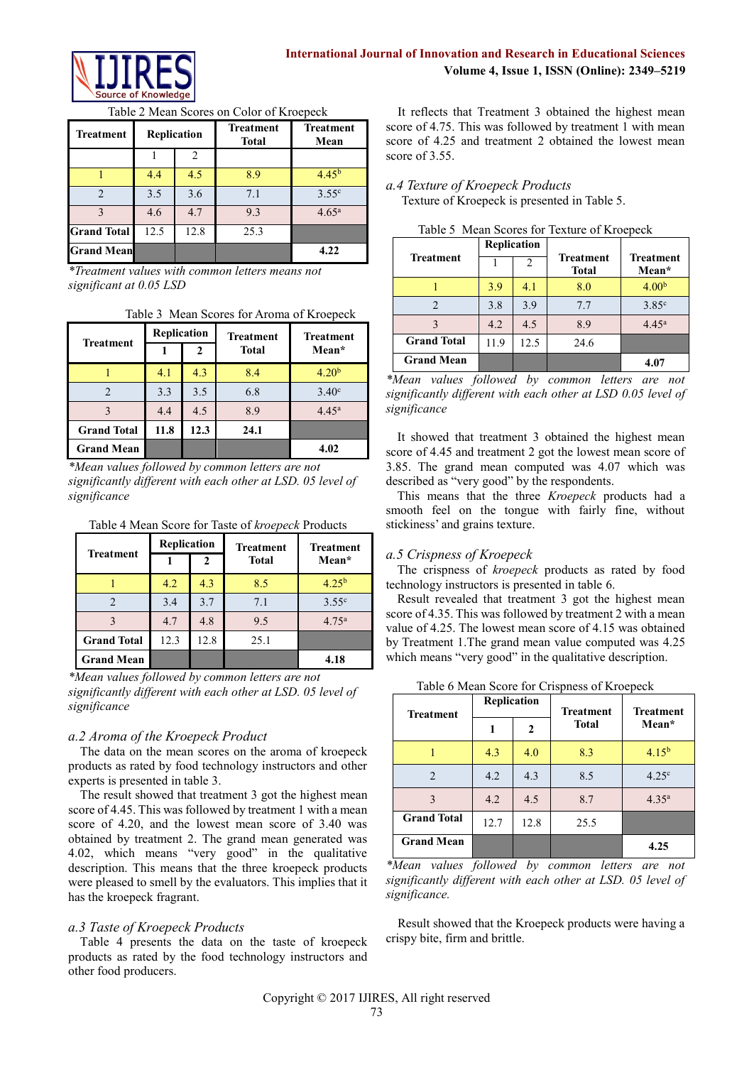Table 2 Mean Scores on Color of Kroepeck

| Treatment | Replication | | Treatment Total | Treatment Mean |
|---|---|---|---|---|
| | 1 | 2 | | |
| 1 | 4.4 | 4.5 | 8.9 | 4.45[b] |
| 2 | 3.5 | 3.6 | 7.1 | 3.55[c] |
| 3 | 4.6 | 4.7 | 9.3 | 4.65[a] |
| Grand Total | 12.5 | 12.8 | 25.3 | |
| Grand Mean | | | | 4.22 |

*Treatment values with common letters means not significant at 0.05 LSD*

Table 3 Mean Scores for Aroma of Kroepeck

| Treatment | Replication | | Treatment Total | Treatment Mean* |
|---|---|---|---|---|
| | 1 | 2 | | |
| 1 | 4.1 | 4.3 | 8.4 | 4.20[b] |
| 2 | 3.3 | 3.5 | 6.8 | 3.40[c] |
| 3 | 4.4 | 4.5 | 8.9 | 4.45[a] |
| Grand Total | 11.8 | 12.3 | 24.1 | |
| Grand Mean | | | | 4.02 |

*Mean values followed by common letters are not significantly different with each other at LSD. 05 level of significance*

Table 4 Mean Score for Taste of *kroepeck* Products

| Treatment | Replication | | Treatment Total | Treatment Mean* |
|---|---|---|---|---|
| | 1 | 2 | | |
| 1 | 4.2 | 4.3 | 8.5 | 4.25[b] |
| 2 | 3.4 | 3.7 | 7.1 | 3.55[c] |
| 3 | 4.7 | 4.8 | 9.5 | 4.75[a] |
| Grand Total | 12.3 | 12.8 | 25.1 | |
| Grand Mean | | | | 4.18 |

*Mean values followed by common letters are not significantly different with each other at LSD. 05 level of significance*

### *a.2 Aroma of the Kroepeck Product*

The data on the mean scores on the aroma of kroepeck products as rated by food technology instructors and other experts is presented in table 3.

The result showed that treatment 3 got the highest mean score of 4.45. This was followed by treatment 1 with a mean score of 4.20, and the lowest mean score of 3.40 was obtained by treatment 2. The grand mean generated was 4.02, which means "very good" in the qualitative description. This means that the three kroepeck products were pleased to smell by the evaluators. This implies that it has the kroepeck fragrant.

### *a.3 Taste of Kroepeck Products*

Table 4 presents the data on the taste of kroepeck products as rated by the food technology instructors and other food producers.

It reflects that Treatment 3 obtained the highest mean score of 4.75. This was followed by treatment 1 with mean score of 4.25 and treatment 2 obtained the lowest mean score of 3.55.

### *a.4 Texture of Kroepeck Products*

Texture of Kroepeck is presented in Table 5.

Table 5 Mean Scores for Texture of Kroepeck

| Treatment | Replication | | Treatment Total | Treatment Mean* |
|---|---|---|---|---|
| | 1 | 2 | | |
| 1 | 3.9 | 4.1 | 8.0 | 4.00[b] |
| 2 | 3.8 | 3.9 | 7.7 | 3.85[c] |
| 3 | 4.2 | 4.5 | 8.9 | 4.45[a] |
| Grand Total | 11.9 | 12.5 | 24.6 | |
| Grand Mean | | | | 4.07 |

*Mean values followed by common letters are not significantly different with each other at LSD 0.05 level of significance*

It showed that treatment 3 obtained the highest mean score of 4.45 and treatment 2 got the lowest mean score of 3.85. The grand mean computed was 4.07 which was described as "very good" by the respondents.

This means that the three *Kroepeck* products had a smooth feel on the tongue with fairly fine, without stickiness' and grains texture.

### *a.5 Crispness of Kroepeck*

The crispness of *kroepeck* products as rated by food technology instructors is presented in table 6.

Result revealed that treatment 3 got the highest mean score of 4.35. This was followed by treatment 2 with a mean value of 4.25. The lowest mean score of 4.15 was obtained by Treatment 1.The grand mean value computed was 4.25 which means "very good" in the qualitative description.

Table 6 Mean Score for Crispness of Kroepeck

| Treatment | Replication | | Treatment Total | Treatment Mean* |
|---|---|---|---|---|
| | 1 | 2 | | |
| 1 | 4.3 | 4.0 | 8.3 | 4.15[b] |
| 2 | 4.2 | 4.3 | 8.5 | 4.25[c] |
| 3 | 4.2 | 4.5 | 8.7 | 4.35[a] |
| Grand Total | 12.7 | 12.8 | 25.5 | |
| Grand Mean | | | | 4.25 |

*Mean values followed by common letters are not significantly different with each other at LSD. 05 level of significance.*

Result showed that the Kroepeck products were having a crispy bite, firm and brittle.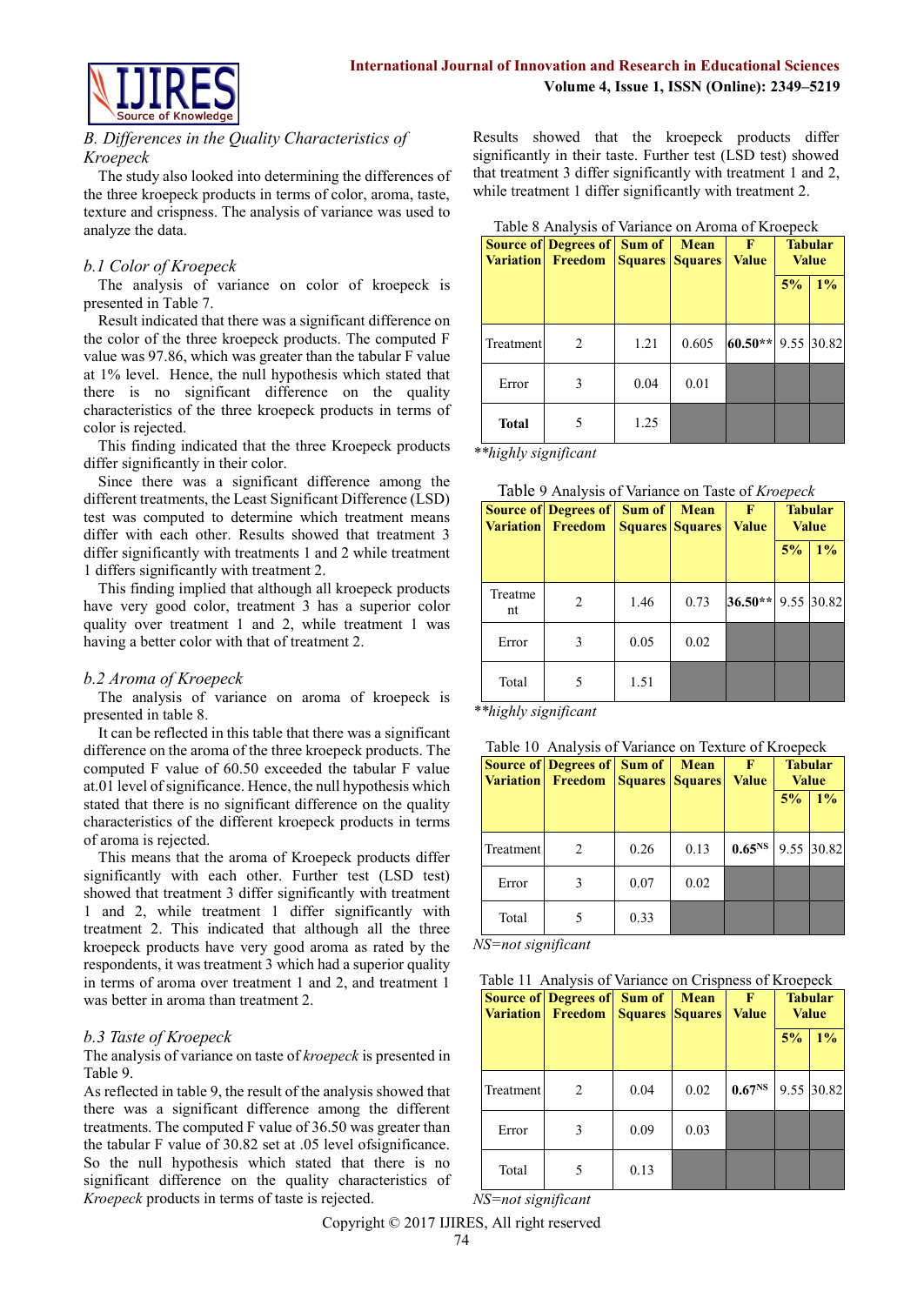### B. Differences in the Quality Characteristics of Kroepeck

The study also looked into determining the differences of the three kroepeck products in terms of color, aroma, taste, texture and crispness. The analysis of variance was used to analyze the data.

#### b.1 Color of Kroepeck

The analysis of variance on color of kroepeck is presented in Table 7.

Result indicated that there was a significant difference on the color of the three kroepeck products. The computed F value was 97.86, which was greater than the tabular F value at 1% level. Hence, the null hypothesis which stated that there is no significant difference on the quality characteristics of the three kroepeck products in terms of color is rejected.

This finding indicated that the three Kroepeck products differ significantly in their color.

Since there was a significant difference among the different treatments, the Least Significant Difference (LSD) test was computed to determine which treatment means differ with each other. Results showed that treatment 3 differ significantly with treatments 1 and 2 while treatment 1 differs significantly with treatment 2.

This finding implied that although all kroepeck products have very good color, treatment 3 has a superior color quality over treatment 1 and 2, while treatment 1 was having a better color with that of treatment 2.

#### b.2 Aroma of Kroepeck

The analysis of variance on aroma of kroepeck is presented in table 8.

It can be reflected in this table that there was a significant difference on the aroma of the three kroepeck products. The computed F value of 60.50 exceeded the tabular F value at.01 level of significance. Hence, the null hypothesis which stated that there is no significant difference on the quality characteristics of the different kroepeck products in terms of aroma is rejected.

This means that the aroma of Kroepeck products differ significantly with each other. Further test (LSD test) showed that treatment 3 differ significantly with treatment 1 and 2, while treatment 1 differ significantly with treatment 2. This indicated that although all the three kroepeck products have very good aroma as rated by the respondents, it was treatment 3 which had a superior quality in terms of aroma over treatment 1 and 2, and treatment 1 was better in aroma than treatment 2.

#### b.3 Taste of Kroepeck

The analysis of variance on taste of *kroepeck* is presented in Table 9.

As reflected in table 9, the result of the analysis showed that there was a significant difference among the different treatments. The computed F value of 36.50 was greater than the tabular F value of 30.82 set at .05 level ofsignificance. So the null hypothesis which stated that there is no significant difference on the quality characteristics of *Kroepeck* products in terms of taste is rejected.

Results showed that the kroepeck products differ significantly in their taste. Further test (LSD test) showed that treatment 3 differ significantly with treatment 1 and 2, while treatment 1 differ significantly with treatment 2.

Table 8 Analysis of Variance on Aroma of Kroepeck

| Source of Variation | Degrees of Freedom | Sum of Squares | Mean Squares | F Value | Tabular Value | |
|---|---|---|---|---|---|---|
| | | | | | 5% | 1% |
| Treatment | 2 | 1.21 | 0.605 | 60.50** | 9.55 | 30.82 |
| Error | 3 | 0.04 | 0.01 | | | |
| **Total** | 5 | 1.25 | | | | |

*\*\*highly significant*

Table 9 Analysis of Variance on Taste of *Kroepeck*

| Source of Variation | Degrees of Freedom | Sum of Squares | Mean Squares | F Value | Tabular Value | |
|---|---|---|---|---|---|---|
| | | | | | 5% | 1% |
| Treatment | 2 | 1.46 | 0.73 | 36.50** | 9.55 | 30.82 |
| Error | 3 | 0.05 | 0.02 | | | |
| Total | 5 | 1.51 | | | | |

*\*\*highly significant*

Table 10 Analysis of Variance on Texture of Kroepeck

| Source of Variation | Degrees of Freedom | Sum of Squares | Mean Squares | F Value | Tabular Value | |
|---|---|---|---|---|---|---|
| | | | | | 5% | 1% |
| Treatment | 2 | 0.26 | 0.13 | 0.65[NS] | 9.55 | 30.82 |
| Error | 3 | 0.07 | 0.02 | | | |
| Total | 5 | 0.33 | | | | |

*NS=not significant*

Table 11 Analysis of Variance on Crispness of Kroepeck

| Source of Variation | Degrees of Freedom | Sum of Squares | Mean Squares | F Value | Tabular Value | |
|---|---|---|---|---|---|---|
| | | | | | 5% | 1% |
| Treatment | 2 | 0.04 | 0.02 | 0.67[NS] | 9.55 | 30.82 |
| Error | 3 | 0.09 | 0.03 | | | |
| Total | 5 | 0.13 | | | | |

*NS=not significant*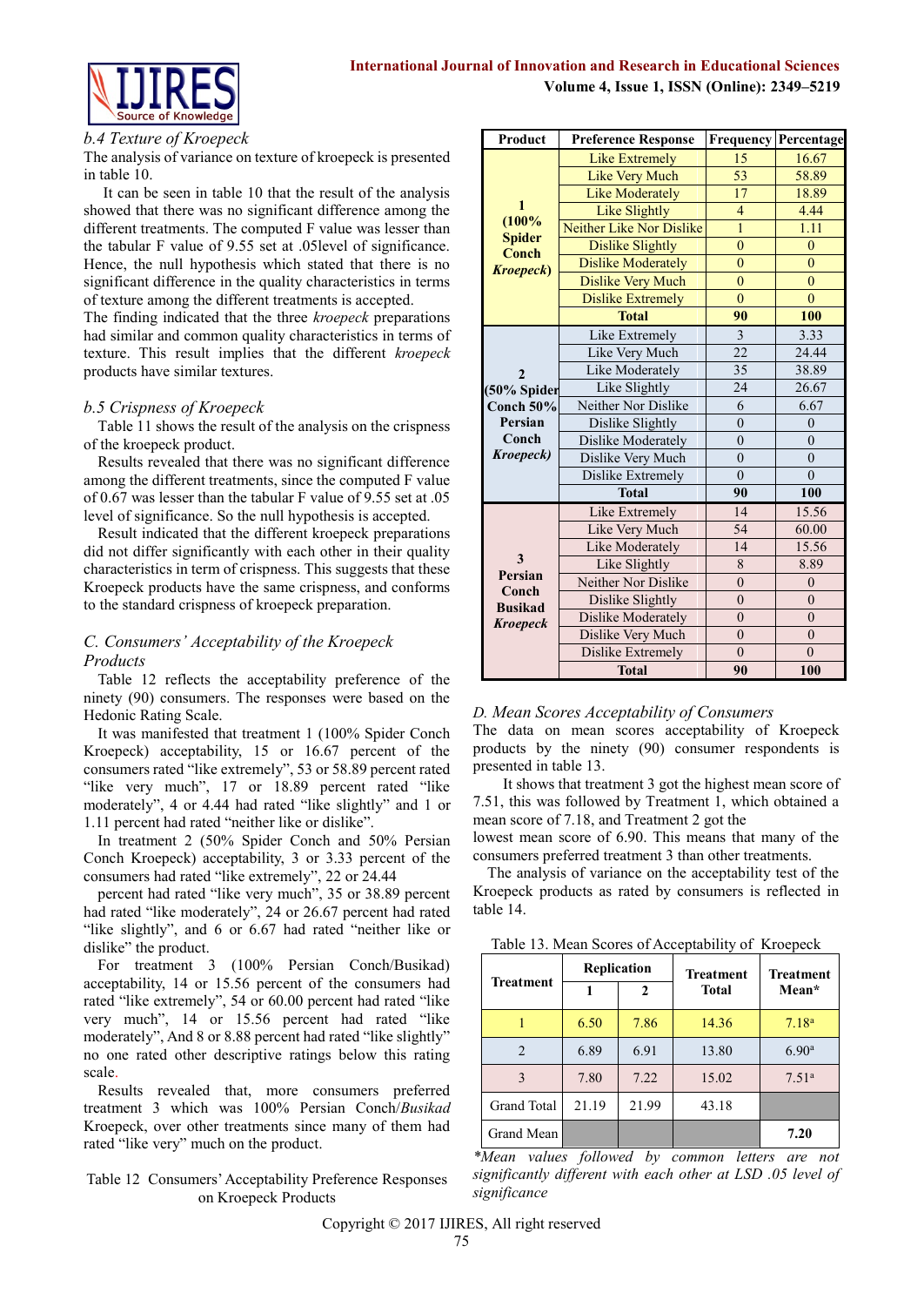### b.4 Texture of Kroepeck

The analysis of variance on texture of kroepeck is presented in table 10.

It can be seen in table 10 that the result of the analysis showed that there was no significant difference among the different treatments. The computed F value was lesser than the tabular F value of 9.55 set at .05level of significance. Hence, the null hypothesis which stated that there is no significant difference in the quality characteristics in terms of texture among the different treatments is accepted.

The finding indicated that the three *kroepeck* preparations had similar and common quality characteristics in terms of texture. This result implies that the different *kroepeck* products have similar textures.

### b.5 Crispness of Kroepeck

Table 11 shows the result of the analysis on the crispness of the kroepeck product.

Results revealed that there was no significant difference among the different treatments, since the computed F value of 0.67 was lesser than the tabular F value of 9.55 set at .05 level of significance. So the null hypothesis is accepted.

Result indicated that the different kroepeck preparations did not differ significantly with each other in their quality characteristics in term of crispness. This suggests that these Kroepeck products have the same crispness, and conforms to the standard crispness of kroepeck preparation.

## C. Consumers' Acceptability of the Kroepeck Products

Table 12 reflects the acceptability preference of the ninety (90) consumers. The responses were based on the Hedonic Rating Scale.

It was manifested that treatment 1 (100% Spider Conch Kroepeck) acceptability, 15 or 16.67 percent of the consumers rated "like extremely", 53 or 58.89 percent rated "like very much", 17 or 18.89 percent rated "like moderately", 4 or 4.44 had rated "like slightly" and 1 or 1.11 percent had rated "neither like or dislike".

In treatment 2 (50% Spider Conch and 50% Persian Conch Kroepeck) acceptability, 3 or 3.33 percent of the consumers had rated "like extremely", 22 or 24.44 percent had rated "like very much", 35 or 38.89 percent had rated "like moderately", 24 or 26.67 percent had rated "like slightly", and 6 or 6.67 had rated "neither like or dislike" the product.

For treatment 3 (100% Persian Conch/Busikad) acceptability, 14 or 15.56 percent of the consumers had rated "like extremely", 54 or 60.00 percent had rated "like very much", 14 or 15.56 percent had rated "like moderately", And 8 or 8.88 percent had rated "like slightly" no one rated other descriptive ratings below this rating scale.

Results revealed that, more consumers preferred treatment 3 which was 100% Persian Conch/*Busikad* Kroepeck, over other treatments since many of them had rated "like very" much on the product.

Table 12 Consumers' Acceptability Preference Responses on Kroepeck Products

| Product | Preference Response | Frequency | Percentage |
|---|---|---|---|
| **1 (100% Spider Conch *Kroepeck*)** | Like Extremely | 15 | 16.67 |
| | Like Very Much | 53 | 58.89 |
| | Like Moderately | 17 | 18.89 |
| | Like Slightly | 4 | 4.44 |
| | Neither Like Nor Dislike | 1 | 1.11 |
| | Dislike Slightly | 0 | 0 |
| | Dislike Moderately | 0 | 0 |
| | Dislike Very Much | 0 | 0 |
| | Dislike Extremely | 0 | 0 |
| | **Total** | **90** | **100** |
| **2 (50% Spider Conch 50% Persian Conch *Kroepeck*)** | Like Extremely | 3 | 3.33 |
| | Like Very Much | 22 | 24.44 |
| | Like Moderately | 35 | 38.89 |
| | Like Slightly | 24 | 26.67 |
| | Neither Nor Dislike | 6 | 6.67 |
| | Dislike Slightly | 0 | 0 |
| | Dislike Moderately | 0 | 0 |
| | Dislike Very Much | 0 | 0 |
| | Dislike Extremely | 0 | 0 |
| | **Total** | **90** | **100** |
| **3 Persian Conch Busikad *Kroepeck*** | Like Extremely | 14 | 15.56 |
| | Like Very Much | 54 | 60.00 |
| | Like Moderately | 14 | 15.56 |
| | Like Slightly | 8 | 8.89 |
| | Neither Nor Dislike | 0 | 0 |
| | Dislike Slightly | 0 | 0 |
| | Dislike Moderately | 0 | 0 |
| | Dislike Very Much | 0 | 0 |
| | Dislike Extremely | 0 | 0 |
| | **Total** | **90** | **100** |

## D. Mean Scores Acceptability of Consumers

The data on mean scores acceptability of Kroepeck products by the ninety (90) consumer respondents is presented in table 13.

It shows that treatment 3 got the highest mean score of 7.51, this was followed by Treatment 1, which obtained a mean score of 7.18, and Treatment 2 got the lowest mean score of 6.90. This means that many of the consumers preferred treatment 3 than other treatments.

The analysis of variance on the acceptability test of the Kroepeck products as rated by consumers is reflected in table 14.

Table 13. Mean Scores of Acceptability of Kroepeck

| Treatment | Replication | | Treatment Total | Treatment Mean* |
|---|---|---|---|---|
| | 1 | 2 | | |
| 1 | 6.50 | 7.86 | 14.36 | 7.18[a] |
| 2 | 6.89 | 6.91 | 13.80 | 6.90[a] |
| 3 | 7.80 | 7.22 | 15.02 | 7.51[a] |
| Grand Total | 21.19 | 21.99 | 43.18 | |
| Grand Mean | | | | **7.20** |

*\*Mean values followed by common letters are not significantly different with each other at LSD .05 level of significance*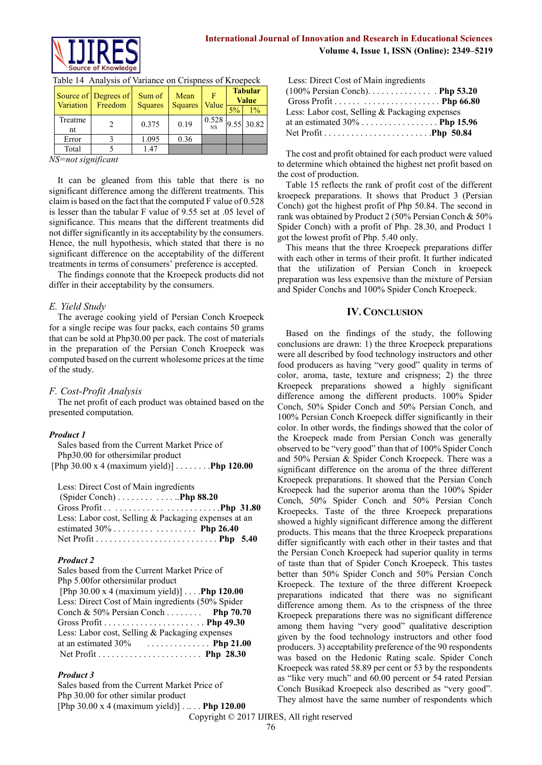Table 14 Analysis of Variance on Crispness of Kroepeck

| Source of Variation | Degrees of Freedom | Sum of Squares | Mean Squares | F Value | Tabular Value | |
|---|---|---|---|---|---|---|
| | | | | | 5% | 1% |
| Treatment | 2 | 0.375 | 0.19 | 0.528 NS | 9.55 | 30.82 |
| Error | 3 | 1.095 | 0.36 | | | |
| Total | 5 | 1.47 | | | | |

*NS=not significant*

It can be gleaned from this table that there is no significant difference among the different treatments. This claim is based on the fact that the computed F value of 0.528 is lesser than the tabular F value of 9.55 set at .05 level of significance. This means that the different treatments did not differ significantly in its acceptability by the consumers. Hence, the null hypothesis, which stated that there is no significant difference on the acceptability of the different treatments in terms of consumers' preference is accepted.

The findings connote that the Kroepeck products did not differ in their acceptability by the consumers.

### *E. Yield Study*

The average cooking yield of Persian Conch Kroepeck for a single recipe was four packs, each contains 50 grams that can be sold at Php30.00 per pack. The cost of materials in the preparation of the Persian Conch Kroepeck was computed based on the current wholesome prices at the time of the study.

### *F. Cost-Profit Analysis*

The net profit of each product was obtained based on the presented computation.

***Product 1***

Sales based from the Current Market Price of Php30.00 for othersimilar product
[Php 30.00 x 4 (maximum yield)] . . . . . . . .**Php 120.00**

Less: Direct Cost of Main ingredients
(Spider Conch) . . . . . . . . . . . . . ..**Php 88.20**
Gross Profit . . . . . . . . . . . . . . . . . . . . . . . .**Php 31.80**
Less: Labor cost, Selling & Packaging expenses at an estimated 30% . . . . . . . . . . . . . . . . . . **Php 26.40**
Net Profit . . . . . . . . . . . . . . . . . . . . . . . . . . **Php 5.40**

***Product 2***

Sales based from the Current Market Price of Php 5.00for othersimilar product
[Php 30.00 x 4 (maximum yield)] . . . .**Php 120.00**
Less: Direct Cost of Main ingredients (50% Spider Conch & 50% Persian Conch . . . . . . . . **Php 70.70**
Gross Profit . . . . . . . . . . . . . . . . . . . . . **Php 49.30**
Less: Labor cost, Selling & Packaging expenses at an estimated 30% . . . . . . . . . . . . . . **Php 21.00**
Net Profit . . . . . . . . . . . . . . . . . . . . . . **Php 28.30**

***Product 3***

Sales based from the Current Market Price of Php 30.00 for other similar product
[Php 30.00 x 4 (maximum yield)] . .. . . **Php 120.00**
Less: Direct Cost of Main ingredients
(100% Persian Conch). . . . . . . . . . . . . . **Php 53.20**
Gross Profit . . . . . . . . . . . . . . . . . . . . . . . **Php 66.80**
Less: Labor cost, Selling & Packaging expenses at an estimated 30% . . . . . . . . . . . . . . . . . **Php 15.96**
Net Profit . . . . . . . . . . . . . . . . . . . . . . . .**Php 50.84**

The cost and profit obtained for each product were valued to determine which obtained the highest net profit based on the cost of production.

Table 15 reflects the rank of profit cost of the different kroepeck preparations. It shows that Product 3 (Persian Conch) got the highest profit of Php 50.84. The second in rank was obtained by Product 2 (50% Persian Conch & 50% Spider Conch) with a profit of Php. 28.30, and Product 1 got the lowest profit of Php. 5.40 only.

This means that the three Kroepeck preparations differ with each other in terms of their profit. It further indicated that the utilization of Persian Conch in kroepeck preparation was less expensive than the mixture of Persian and Spider Conchs and 100% Spider Conch Kroepeck.

## IV. Conclusion

Based on the findings of the study, the following conclusions are drawn: 1) the three Kroepeck preparations were all described by food technology instructors and other food producers as having "very good" quality in terms of color, aroma, taste, texture and crispness; 2) the three Kroepeck preparations showed a highly significant difference among the different products. 100% Spider Conch, 50% Spider Conch and 50% Persian Conch, and 100% Persian Conch Kroepeck differ significantly in their color. In other words, the findings showed that the color of the Kroepeck made from Persian Conch was generally observed to be "very good" than that of 100% Spider Conch and 50% Persian & Spider Conch Kroepeck. There was a significant difference on the aroma of the three different Kroepeck preparations. It showed that the Persian Conch Kroepeck had the superior aroma than the 100% Spider Conch, 50% Spider Conch and 50% Persian Conch Kroepecks. Taste of the three Kroepeck preparations showed a highly significant difference among the different products. This means that the three Kroepeck preparations differ significantly with each other in their tastes and that the Persian Conch Kroepeck had superior quality in terms of taste than that of Spider Conch Kroepeck. This tastes better than 50% Spider Conch and 50% Persian Conch Kroepeck. The texture of the three different Kroepeck preparations indicated that there was no significant difference among them. As to the crispness of the three Kroepeck preparations there was no significant difference among them having "very good" qualitative description given by the food technology instructors and other food producers. 3) acceptability preference of the 90 respondents was based on the Hedonic Rating scale. Spider Conch Kroepeck was rated 58.89 per cent or 53 by the respondents as "like very much" and 60.00 percent or 54 rated Persian Conch Busikad Kroepeck also described as "very good". They almost have the same number of respondents which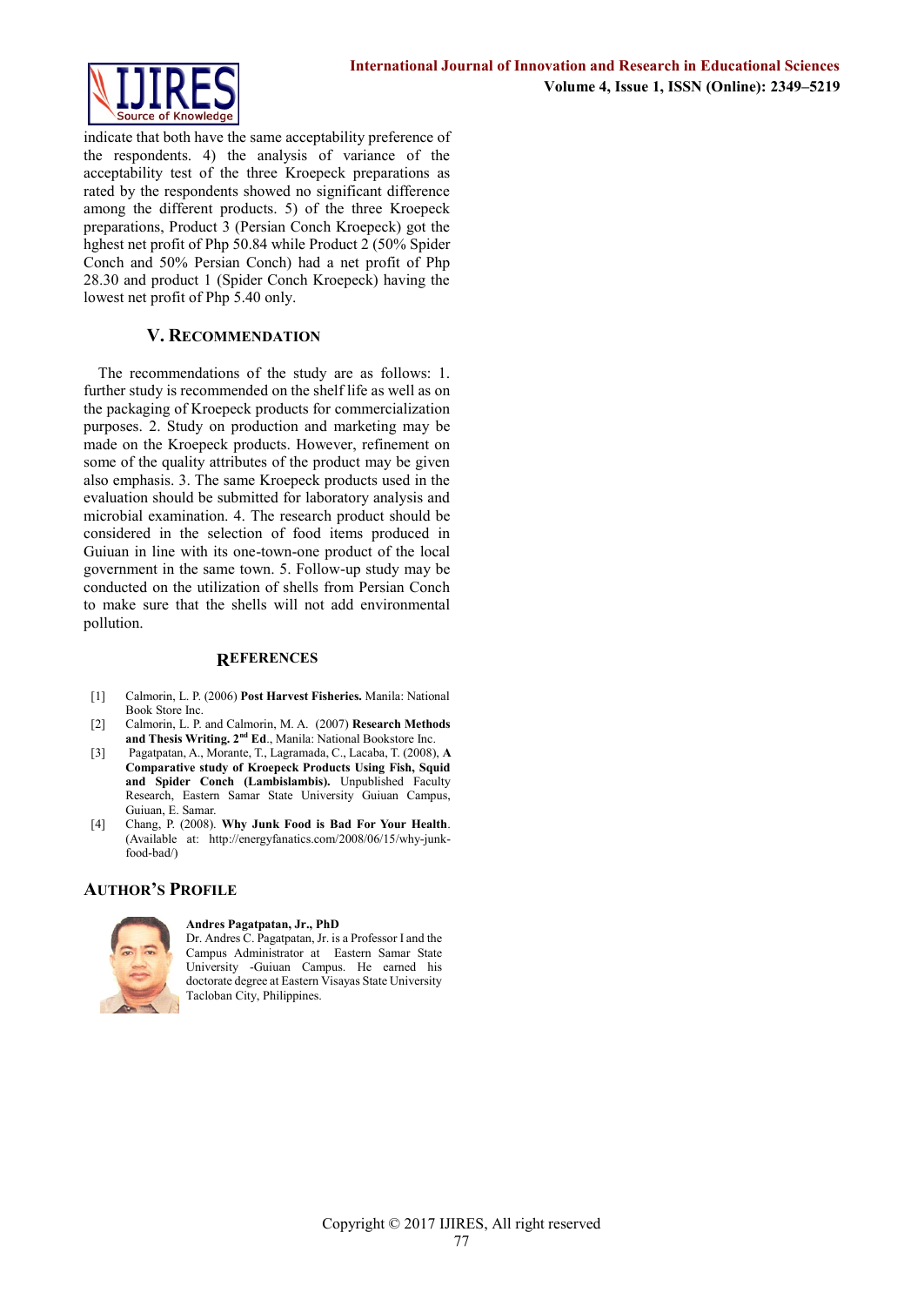indicate that both have the same acceptability preference of the respondents. 4) the analysis of variance of the acceptability test of the three Kroepeck preparations as rated by the respondents showed no significant difference among the different products. 5) of the three Kroepeck preparations, Product 3 (Persian Conch Kroepeck) got the hghest net profit of Php 50.84 while Product 2 (50% Spider Conch and 50% Persian Conch) had a net profit of Php 28.30 and product 1 (Spider Conch Kroepeck) having the lowest net profit of Php 5.40 only.

## V. Recommendation

The recommendations of the study are as follows: 1. further study is recommended on the shelf life as well as on the packaging of Kroepeck products for commercialization purposes. 2. Study on production and marketing may be made on the Kroepeck products. However, refinement on some of the quality attributes of the product may be given also emphasis. 3. The same Kroepeck products used in the evaluation should be submitted for laboratory analysis and microbial examination. 4. The research product should be considered in the selection of food items produced in Guiuan in line with its one-town-one product of the local government in the same town. 5. Follow-up study may be conducted on the utilization of shells from Persian Conch to make sure that the shells will not add environmental pollution.

## References

[1] Calmorin, L. P. (2006) **Post Harvest Fisheries.** Manila: National Book Store Inc.

[2] Calmorin, L. P. and Calmorin, M. A. (2007) **Research Methods and Thesis Writing. 2nd Ed**., Manila: National Bookstore Inc.

[3] Pagatpatan, A., Morante, T., Lagramada, C., Lacaba, T. (2008), **A Comparative study of Kroepeck Products Using Fish, Squid and Spider Conch (Lambislambis).** Unpublished Faculty Research, Eastern Samar State University Guiuan Campus, Guiuan, E. Samar.

[4] Chang, P. (2008). **Why Junk Food is Bad For Your Health**. (Available at: http://energyfanatics.com/2008/06/15/why-junk-food-bad/)

## Author's Profile

**Andres Pagatpatan, Jr., PhD**

Dr. Andres C. Pagatpatan, Jr. is a Professor I and the Campus Administrator at Eastern Samar State University -Guiuan Campus. He earned his doctorate degree at Eastern Visayas State University Tacloban City, Philippines.